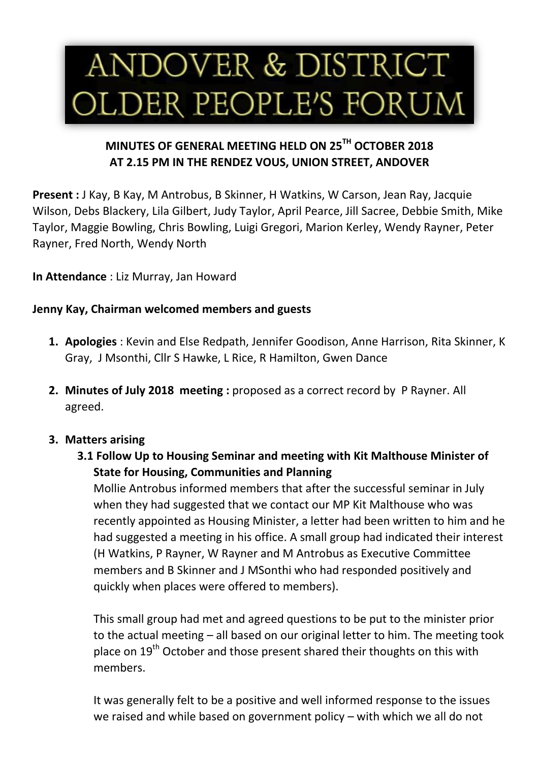# ANDOVER & DISTRICT OLDER PEOPLE'S FORUM

**MINUTES OF GENERAL MEETING HELD ON 25TH OCTOBER 2018 AT 2.15 PM IN THE RENDEZ VOUS, UNION STREET, ANDOVER**

**Present :** J Kay, B Kay, M Antrobus, B Skinner, H Watkins, W Carson, Jean Ray, Jacquie Wilson, Debs Blackery, Lila Gilbert, Judy Taylor, April Pearce, Jill Sacree, Debbie Smith, Mike Taylor, Maggie Bowling, Chris Bowling, Luigi Gregori, Marion Kerley, Wendy Rayner, Peter Rayner, Fred North, Wendy North

**In Attendance** : Liz Murray, Jan Howard

**Jenny Kay, Chairman welcomed members and guests**

1. **Apologies** : Kevin and Else Redpath, Jennifer Goodison, Anne Harrison, Rita Skinner, K Gray, J Msonthi, Cllr S Hawke, L Rice, R Hamilton, Gwen Dance

2. **Minutes of July 2018 meeting :** proposed as a correct record by P Rayner. All agreed.

3. **Matters arising**

   **3.1 Follow Up to Housing Seminar and meeting with Kit Malthouse Minister of State for Housing, Communities and Planning**

   Mollie Antrobus informed members that after the successful seminar in July when they had suggested that we contact our MP Kit Malthouse who was recently appointed as Housing Minister, a letter had been written to him and he had suggested a meeting in his office. A small group had indicated their interest (H Watkins, P Rayner, W Rayner and M Antrobus as Executive Committee members and B Skinner and J MSonthi who had responded positively and quickly when places were offered to members).

   This small group had met and agreed questions to be put to the minister prior to the actual meeting – all based on our original letter to him. The meeting took place on 19th October and those present shared their thoughts on this with members.

   It was generally felt to be a positive and well informed response to the issues we raised and while based on government policy – with which we all do not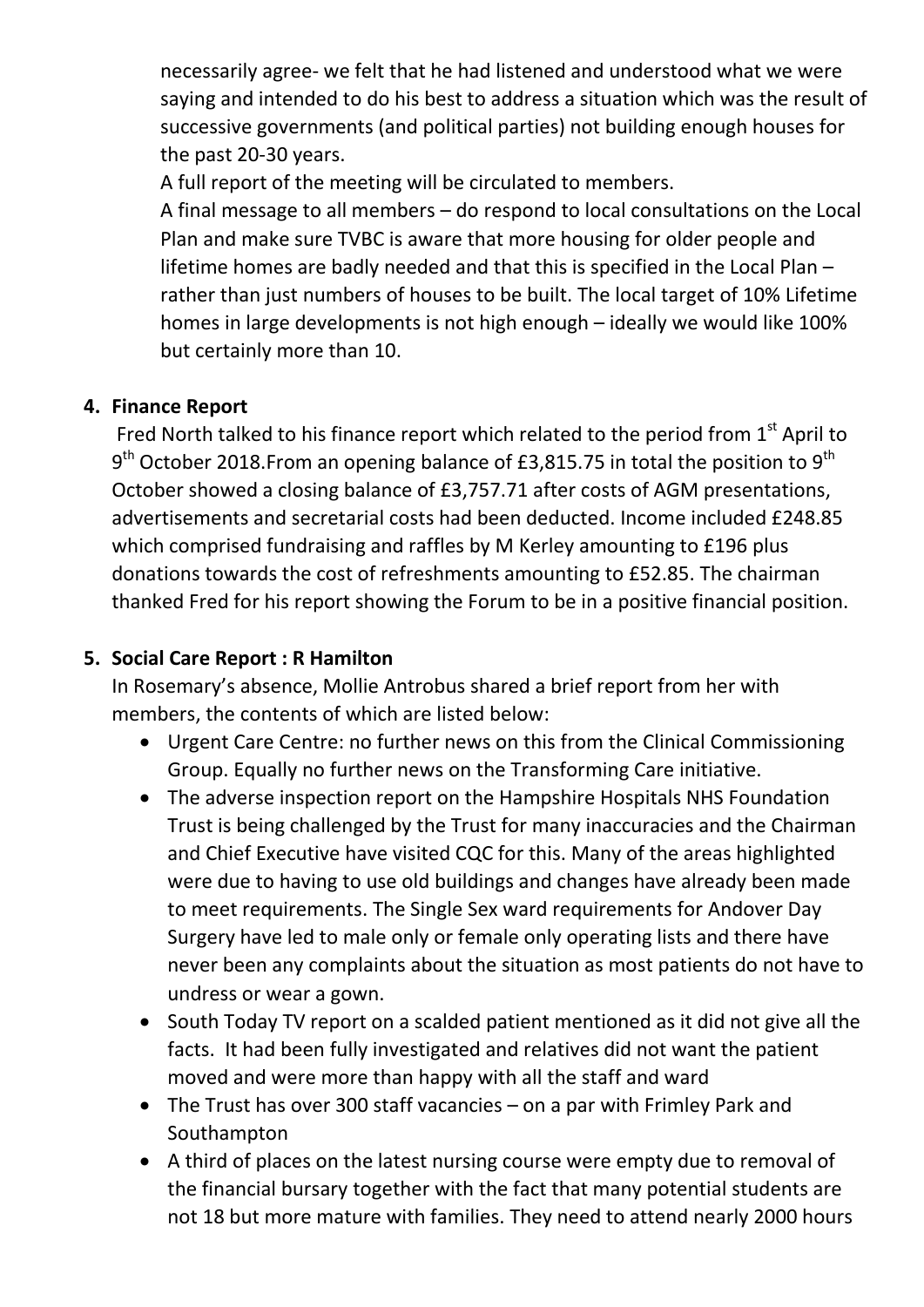necessarily agree- we felt that he had listened and understood what we were saying and intended to do his best to address a situation which was the result of successive governments (and political parties) not building enough houses for the past 20-30 years.

A full report of the meeting will be circulated to members.

A final message to all members – do respond to local consultations on the Local Plan and make sure TVBC is aware that more housing for older people and lifetime homes are badly needed and that this is specified in the Local Plan – rather than just numbers of houses to be built. The local target of 10% Lifetime homes in large developments is not high enough – ideally we would like 100% but certainly more than 10.

**4. Finance Report**

Fred North talked to his finance report which related to the period from 1st April to 9th October 2018.From an opening balance of £3,815.75 in total the position to 9th October showed a closing balance of £3,757.71 after costs of AGM presentations, advertisements and secretarial costs had been deducted. Income included £248.85 which comprised fundraising and raffles by M Kerley amounting to £196 plus donations towards the cost of refreshments amounting to £52.85. The chairman thanked Fred for his report showing the Forum to be in a positive financial position.

**5. Social Care Report : R Hamilton**

In Rosemary's absence, Mollie Antrobus shared a brief report from her with members, the contents of which are listed below:

- Urgent Care Centre: no further news on this from the Clinical Commissioning Group. Equally no further news on the Transforming Care initiative.
- The adverse inspection report on the Hampshire Hospitals NHS Foundation Trust is being challenged by the Trust for many inaccuracies and the Chairman and Chief Executive have visited CQC for this. Many of the areas highlighted were due to having to use old buildings and changes have already been made to meet requirements. The Single Sex ward requirements for Andover Day Surgery have led to male only or female only operating lists and there have never been any complaints about the situation as most patients do not have to undress or wear a gown.
- South Today TV report on a scalded patient mentioned as it did not give all the facts. It had been fully investigated and relatives did not want the patient moved and were more than happy with all the staff and ward
- The Trust has over 300 staff vacancies – on a par with Frimley Park and Southampton
- A third of places on the latest nursing course were empty due to removal of the financial bursary together with the fact that many potential students are not 18 but more mature with families. They need to attend nearly 2000 hours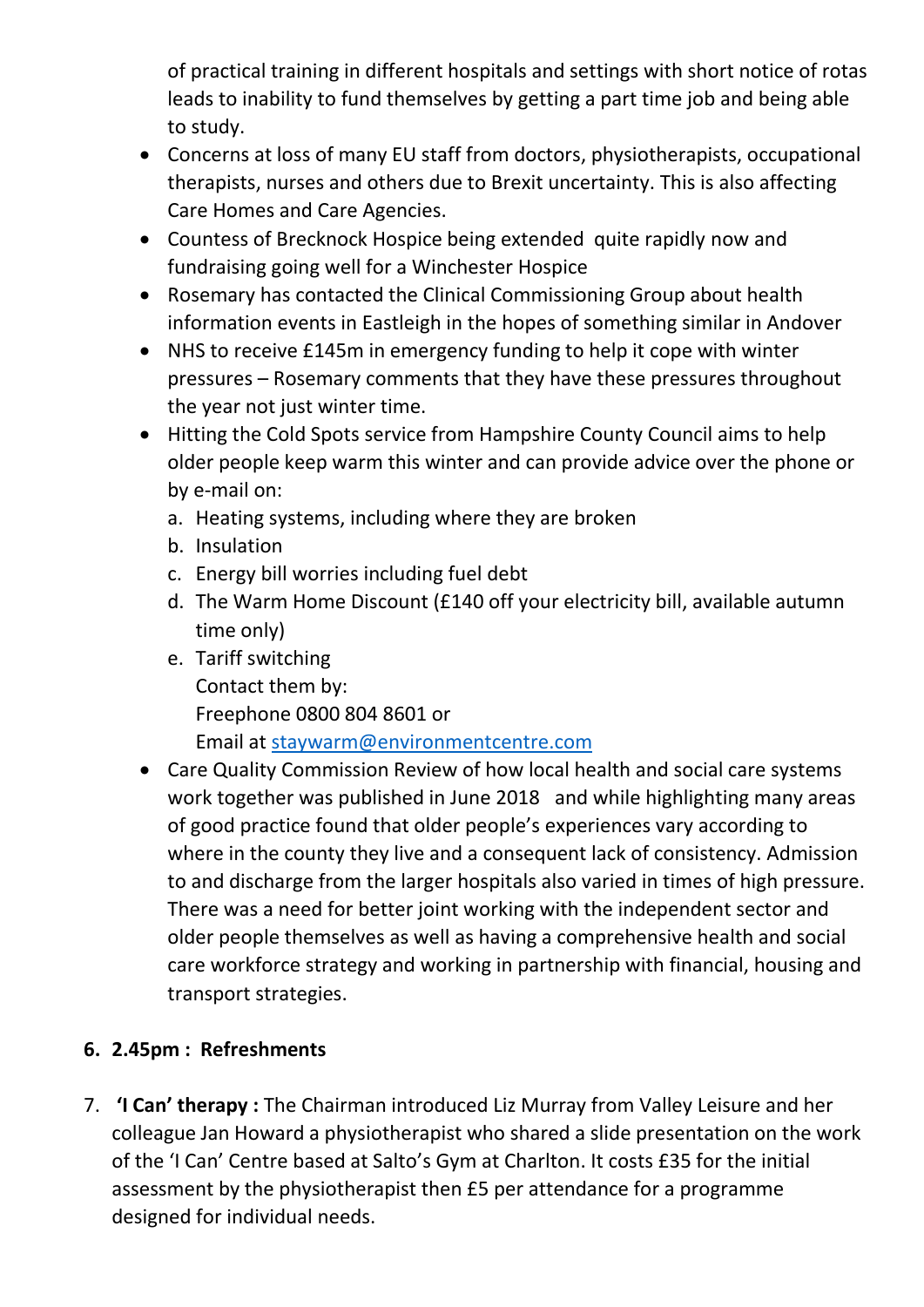of practical training in different hospitals and settings with short notice of rotas leads to inability to fund themselves by getting a part time job and being able to study.

- Concerns at loss of many EU staff from doctors, physiotherapists, occupational therapists, nurses and others due to Brexit uncertainty. This is also affecting Care Homes and Care Agencies.
- Countess of Brecknock Hospice being extended quite rapidly now and fundraising going well for a Winchester Hospice
- Rosemary has contacted the Clinical Commissioning Group about health information events in Eastleigh in the hopes of something similar in Andover
- NHS to receive £145m in emergency funding to help it cope with winter pressures – Rosemary comments that they have these pressures throughout the year not just winter time.
- Hitting the Cold Spots service from Hampshire County Council aims to help older people keep warm this winter and can provide advice over the phone or by e-mail on:
  a. Heating systems, including where they are broken
  b. Insulation
  c. Energy bill worries including fuel debt
  d. The Warm Home Discount (£140 off your electricity bill, available autumn time only)
  e. Tariff switching
     Contact them by:
     Freephone 0800 804 8601 or
     Email at staywarm@environmentcentre.com
- Care Quality Commission Review of how local health and social care systems work together was published in June 2018 and while highlighting many areas of good practice found that older people's experiences vary according to where in the county they live and a consequent lack of consistency. Admission to and discharge from the larger hospitals also varied in times of high pressure. There was a need for better joint working with the independent sector and older people themselves as well as having a comprehensive health and social care workforce strategy and working in partnership with financial, housing and transport strategies.

6. **2.45pm : Refreshments**

7. **'I Can' therapy :** The Chairman introduced Liz Murray from Valley Leisure and her colleague Jan Howard a physiotherapist who shared a slide presentation on the work of the 'I Can' Centre based at Salto's Gym at Charlton. It costs £35 for the initial assessment by the physiotherapist then £5 per attendance for a programme designed for individual needs.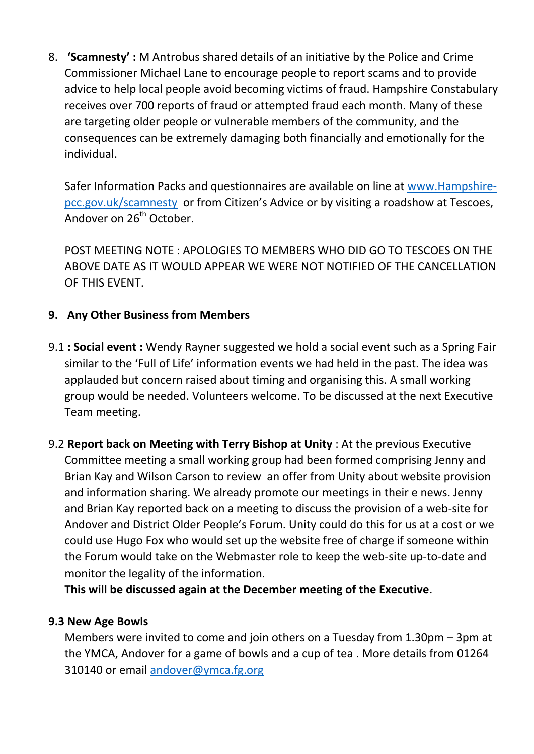8. **'Scamnesty' :** M Antrobus shared details of an initiative by the Police and Crime Commissioner Michael Lane to encourage people to report scams and to provide advice to help local people avoid becoming victims of fraud. Hampshire Constabulary receives over 700 reports of fraud or attempted fraud each month. Many of these are targeting older people or vulnerable members of the community, and the consequences can be extremely damaging both financially and emotionally for the individual.

   Safer Information Packs and questionnaires are available on line at [www.Hampshire-pcc.gov.uk/scamnesty](http://www.Hampshire-pcc.gov.uk/scamnesty) or from Citizen's Advice or by visiting a roadshow at Tescoes, Andover on 26th October.

   POST MEETING NOTE : APOLOGIES TO MEMBERS WHO DID GO TO TESCOES ON THE ABOVE DATE AS IT WOULD APPEAR WE WERE NOT NOTIFIED OF THE CANCELLATION OF THIS EVENT.

9. **Any Other Business from Members**

9.1 **: Social event :** Wendy Rayner suggested we hold a social event such as a Spring Fair similar to the 'Full of Life' information events we had held in the past. The idea was applauded but concern raised about timing and organising this. A small working group would be needed. Volunteers welcome. To be discussed at the next Executive Team meeting.

9.2 **Report back on Meeting with Terry Bishop at Unity** : At the previous Executive Committee meeting a small working group had been formed comprising Jenny and Brian Kay and Wilson Carson to review an offer from Unity about website provision and information sharing. We already promote our meetings in their e news. Jenny and Brian Kay reported back on a meeting to discuss the provision of a web-site for Andover and District Older People's Forum. Unity could do this for us at a cost or we could use Hugo Fox who would set up the website free of charge if someone within the Forum would take on the Webmaster role to keep the web-site up-to-date and monitor the legality of the information.
**This will be discussed again at the December meeting of the Executive**.

**9.3 New Age Bowls**
Members were invited to come and join others on a Tuesday from 1.30pm – 3pm at the YMCA, Andover for a game of bowls and a cup of tea . More details from 01264 310140 or email [andover@ymca.fg.org](mailto:andover@ymca.fg.org)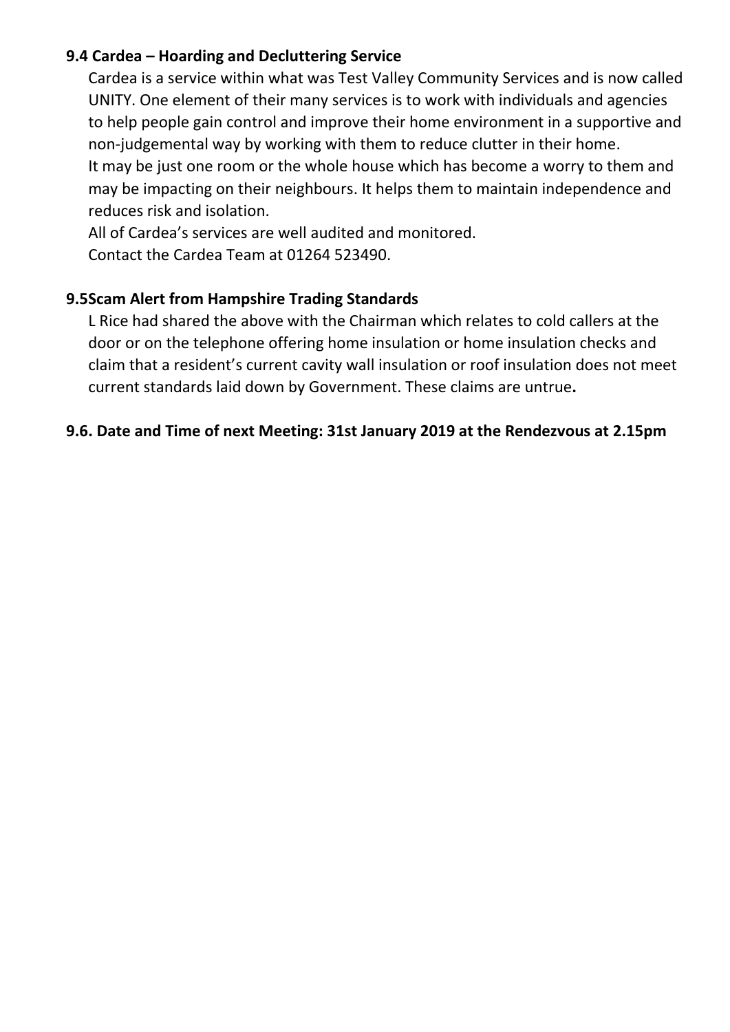**9.4 Cardea – Hoarding and Decluttering Service**

Cardea is a service within what was Test Valley Community Services and is now called UNITY. One element of their many services is to work with individuals and agencies to help people gain control and improve their home environment in a supportive and non-judgemental way by working with them to reduce clutter in their home.
It may be just one room or the whole house which has become a worry to them and may be impacting on their neighbours. It helps them to maintain independence and reduces risk and isolation.
All of Cardea's services are well audited and monitored.
Contact the Cardea Team at 01264 523490.

**9.5Scam Alert from Hampshire Trading Standards**

L Rice had shared the above with the Chairman which relates to cold callers at the door or on the telephone offering home insulation or home insulation checks and claim that a resident's current cavity wall insulation or roof insulation does not meet current standards laid down by Government. These claims are untrue.

**9.6. Date and Time of next Meeting: 31st January 2019 at the Rendezvous at 2.15pm**